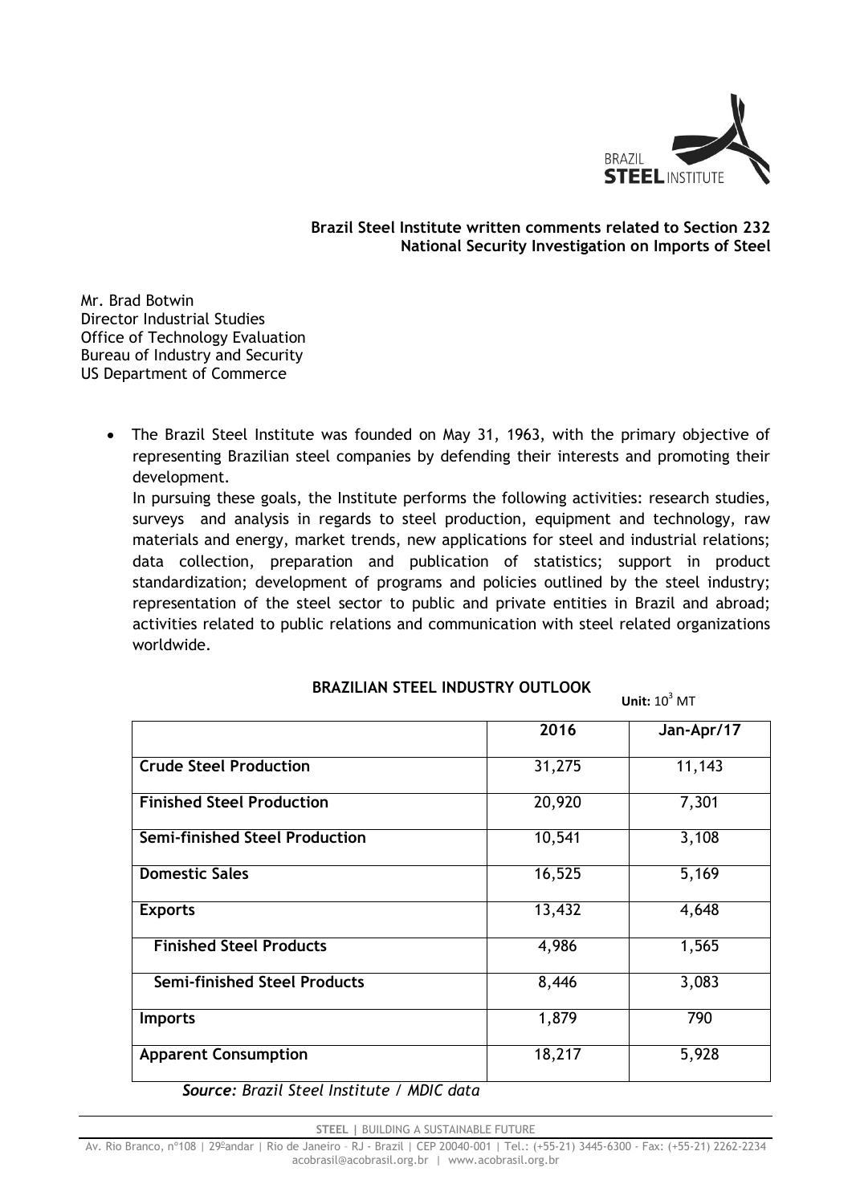**Brazil Steel Institute written comments related to Section 232 National Security Investigation on Imports of Steel**

Mr. Brad Botwin
Director Industrial Studies
Office of Technology Evaluation
Bureau of Industry and Security
US Department of Commerce

- The Brazil Steel Institute was founded on May 31, 1963, with the primary objective of representing Brazilian steel companies by defending their interests and promoting their development.
  In pursuing these goals, the Institute performs the following activities: research studies, surveys and analysis in regards to steel production, equipment and technology, raw materials and energy, market trends, new applications for steel and industrial relations; data collection, preparation and publication of statistics; support in product standardization; development of programs and policies outlined by the steel industry; representation of the steel sector to public and private entities in Brazil and abroad; activities related to public relations and communication with steel related organizations worldwide.

**BRAZILIAN STEEL INDUSTRY OUTLOOK**

**Unit:** $10^3$ MT

| | 2016 | Jan-Apr/17 |
|---|---|---|
| **Crude Steel Production** | 31,275 | 11,143 |
| **Finished Steel Production** | 20,920 | 7,301 |
| **Semi-finished Steel Production** | 10,541 | 3,108 |
| **Domestic Sales** | 16,525 | 5,169 |
| **Exports** | 13,432 | 4,648 |
| **Finished Steel Products** | 4,986 | 1,565 |
| **Semi-finished Steel Products** | 8,446 | 3,083 |
| **Imports** | 1,879 | 790 |
| **Apparent Consumption** | 18,217 | 5,928 |

***Source:*** *Brazil Steel Institute / MDIC data*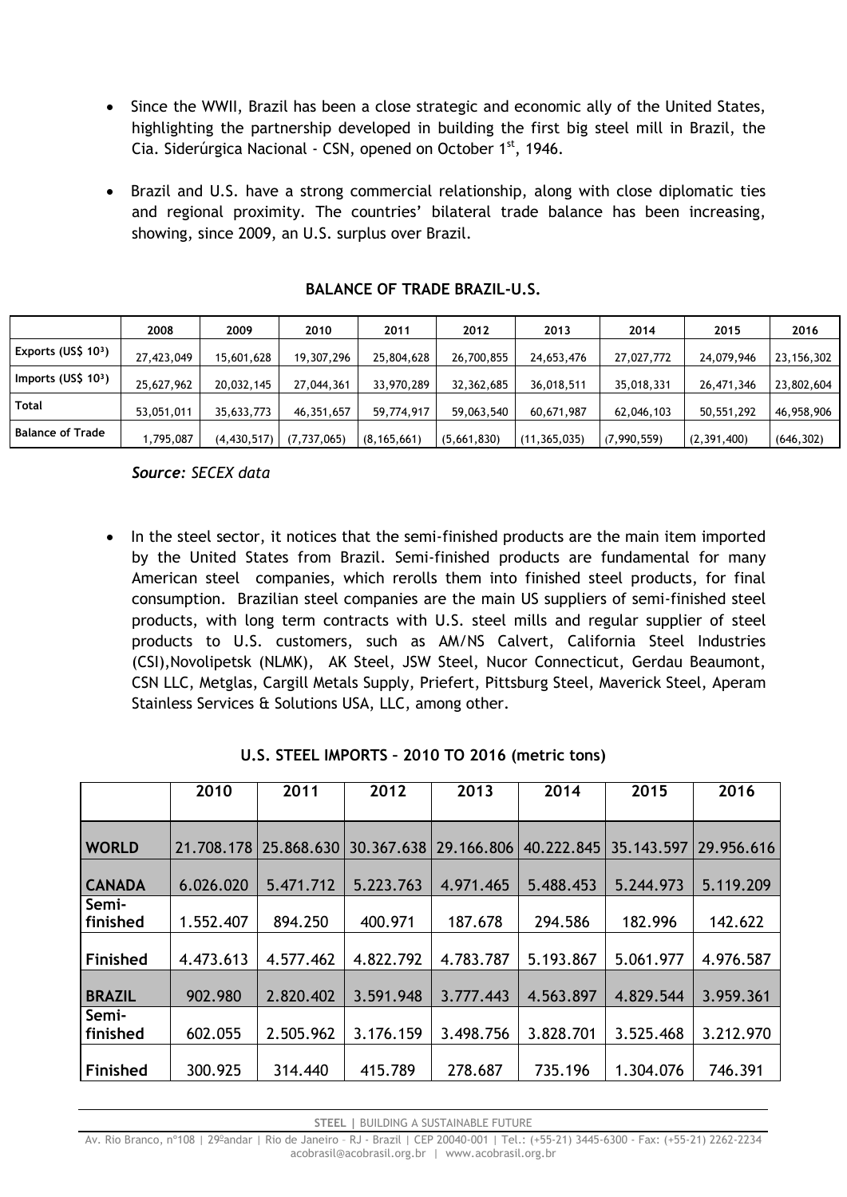- Since the WWII, Brazil has been a close strategic and economic ally of the United States, highlighting the partnership developed in building the first big steel mill in Brazil, the Cia. Siderúrgica Nacional - CSN, opened on October 1[st], 1946.

- Brazil and U.S. have a strong commercial relationship, along with close diplomatic ties and regional proximity. The countries' bilateral trade balance has been increasing, showing, since 2009, an U.S. surplus over Brazil.

**BALANCE OF TRADE BRAZIL-U.S.**

| | 2008 | 2009 | 2010 | 2011 | 2012 | 2013 | 2014 | 2015 | 2016 |
|---|---|---|---|---|---|---|---|---|---|
| Exports (US$ $10^3$) | 27,423,049 | 15,601,628 | 19,307,296 | 25,804,628 | 26,700,855 | 24,653,476 | 27,027,772 | 24,079,946 | 23,156,302 |
| Imports (US$ $10^3$) | 25,627,962 | 20,032,145 | 27,044,361 | 33,970,289 | 32,362,685 | 36,018,511 | 35,018,331 | 26,471,346 | 23,802,604 |
| Total | 53,051,011 | 35,633,773 | 46,351,657 | 59,774,917 | 59,063,540 | 60,671,987 | 62,046,103 | 50,551,292 | 46,958,906 |
| Balance of Trade | 1,795,087 | (4,430,517) | (7,737,065) | (8,165,661) | (5,661,830) | (11,365,035) | (7,990,559) | (2,391,400) | (646,302) |

***Source:** SECEX data*

- In the steel sector, it notices that the semi-finished products are the main item imported by the United States from Brazil. Semi-finished products are fundamental for many American steel companies, which rerolls them into finished steel products, for final consumption. Brazilian steel companies are the main US suppliers of semi-finished steel products, with long term contracts with U.S. steel mills and regular supplier of steel products to U.S. customers, such as AM/NS Calvert, California Steel Industries (CSI),Novolipetsk (NLMK), AK Steel, JSW Steel, Nucor Connecticut, Gerdau Beaumont, CSN LLC, Metglas, Cargill Metals Supply, Priefert, Pittsburg Steel, Maverick Steel, Aperam Stainless Services & Solutions USA, LLC, among other.

**U.S. STEEL IMPORTS – 2010 TO 2016 (metric tons)**

| | 2010 | 2011 | 2012 | 2013 | 2014 | 2015 | 2016 |
|---|---|---|---|---|---|---|---|
| **WORLD** | 21.708.178 | 25.868.630 | 30.367.638 | 29.166.806 | 40.222.845 | 35.143.597 | 29.956.616 |
| **CANADA** | 6.026.020 | 5.471.712 | 5.223.763 | 4.971.465 | 5.488.453 | 5.244.973 | 5.119.209 |
| **Semi-finished** | 1.552.407 | 894.250 | 400.971 | 187.678 | 294.586 | 182.996 | 142.622 |
| **Finished** | 4.473.613 | 4.577.462 | 4.822.792 | 4.783.787 | 5.193.867 | 5.061.977 | 4.976.587 |
| **BRAZIL** | 902.980 | 2.820.402 | 3.591.948 | 3.777.443 | 4.563.897 | 4.829.544 | 3.959.361 |
| **Semi-finished** | 602.055 | 2.505.962 | 3.176.159 | 3.498.756 | 3.828.701 | 3.525.468 | 3.212.970 |
| **Finished** | 300.925 | 314.440 | 415.789 | 278.687 | 735.196 | 1.304.076 | 746.391 |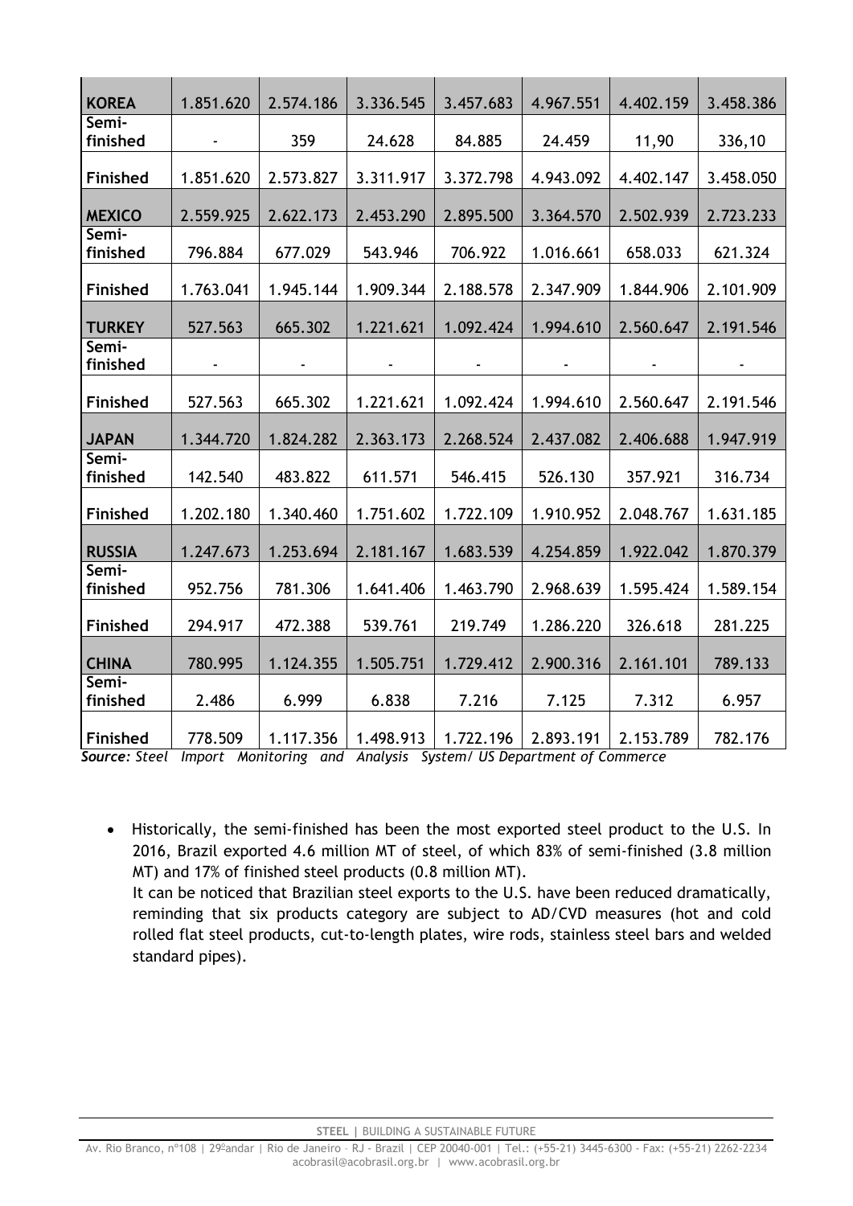| | | | | | | | |
|---|---|---|---|---|---|---|---|
| **KOREA** | 1.851.620 | 2.574.186 | 3.336.545 | 3.457.683 | 4.967.551 | 4.402.159 | 3.458.386 |
| **Semi-finished** | - | 359 | 24.628 | 84.885 | 24.459 | 11,90 | 336,10 |
| **Finished** | 1.851.620 | 2.573.827 | 3.311.917 | 3.372.798 | 4.943.092 | 4.402.147 | 3.458.050 |
| **MEXICO** | 2.559.925 | 2.622.173 | 2.453.290 | 2.895.500 | 3.364.570 | 2.502.939 | 2.723.233 |
| **Semi-finished** | 796.884 | 677.029 | 543.946 | 706.922 | 1.016.661 | 658.033 | 621.324 |
| **Finished** | 1.763.041 | 1.945.144 | 1.909.344 | 2.188.578 | 2.347.909 | 1.844.906 | 2.101.909 |
| **TURKEY** | 527.563 | 665.302 | 1.221.621 | 1.092.424 | 1.994.610 | 2.560.647 | 2.191.546 |
| **Semi-finished** | - | - | - | - | - | - | - |
| **Finished** | 527.563 | 665.302 | 1.221.621 | 1.092.424 | 1.994.610 | 2.560.647 | 2.191.546 |
| **JAPAN** | 1.344.720 | 1.824.282 | 2.363.173 | 2.268.524 | 2.437.082 | 2.406.688 | 1.947.919 |
| **Semi-finished** | 142.540 | 483.822 | 611.571 | 546.415 | 526.130 | 357.921 | 316.734 |
| **Finished** | 1.202.180 | 1.340.460 | 1.751.602 | 1.722.109 | 1.910.952 | 2.048.767 | 1.631.185 |
| **RUSSIA** | 1.247.673 | 1.253.694 | 2.181.167 | 1.683.539 | 4.254.859 | 1.922.042 | 1.870.379 |
| **Semi-finished** | 952.756 | 781.306 | 1.641.406 | 1.463.790 | 2.968.639 | 1.595.424 | 1.589.154 |
| **Finished** | 294.917 | 472.388 | 539.761 | 219.749 | 1.286.220 | 326.618 | 281.225 |
| **CHINA** | 780.995 | 1.124.355 | 1.505.751 | 1.729.412 | 2.900.316 | 2.161.101 | 789.133 |
| **Semi-finished** | 2.486 | 6.999 | 6.838 | 7.216 | 7.125 | 7.312 | 6.957 |
| **Finished** | 778.509 | 1.117.356 | 1.498.913 | 1.722.196 | 2.893.191 | 2.153.789 | 782.176 |

***Source:*** *Steel Import Monitoring and Analysis System/ US Department of Commerce*

- Historically, the semi-finished has been the most exported steel product to the U.S. In 2016, Brazil exported 4.6 million MT of steel, of which 83% of semi-finished (3.8 million MT) and 17% of finished steel products (0.8 million MT).
  It can be noticed that Brazilian steel exports to the U.S. have been reduced dramatically, reminding that six products category are subject to AD/CVD measures (hot and cold rolled flat steel products, cut-to-length plates, wire rods, stainless steel bars and welded standard pipes).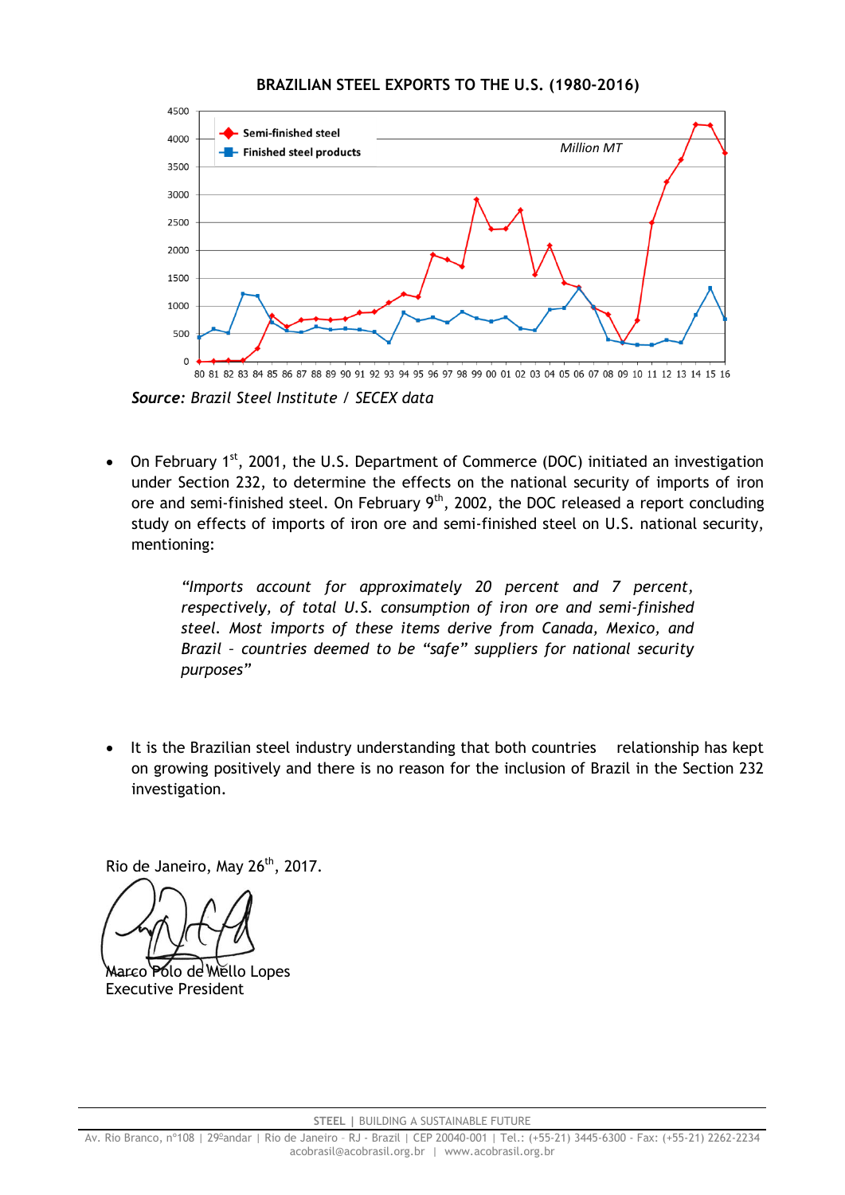**BRAZILIAN STEEL EXPORTS TO THE U.S. (1980-2016)**

4500
4000
3500
3000
2500
2000
1500
1000
500
0

Semi-finished steel
Finished steel products

Million MT

80 81 82 83 84 85 86 87 88 89 90 91 92 93 94 95 96 97 98 99 00 01 02 03 04 05 06 07 08 09 10 11 12 13 14 15 16

***Source:*** *Brazil Steel Institute / SECEX data*

- On February 1st, 2001, the U.S. Department of Commerce (DOC) initiated an investigation under Section 232, to determine the effects on the national security of imports of iron ore and semi-finished steel. On February 9th, 2002, the DOC released a report concluding study on effects of imports of iron ore and semi-finished steel on U.S. national security, mentioning:

> *"Imports account for approximately 20 percent and 7 percent, respectively, of total U.S. consumption of iron ore and semi-finished steel. Most imports of these items derive from Canada, Mexico, and Brazil – countries deemed to be "safe" suppliers for national security purposes"*

- It is the Brazilian steel industry understanding that both countries relationship has kept on growing positively and there is no reason for the inclusion of Brazil in the Section 232 investigation.

Rio de Janeiro, May 26th, 2017.

Marco Polo de Mello Lopes
Executive President